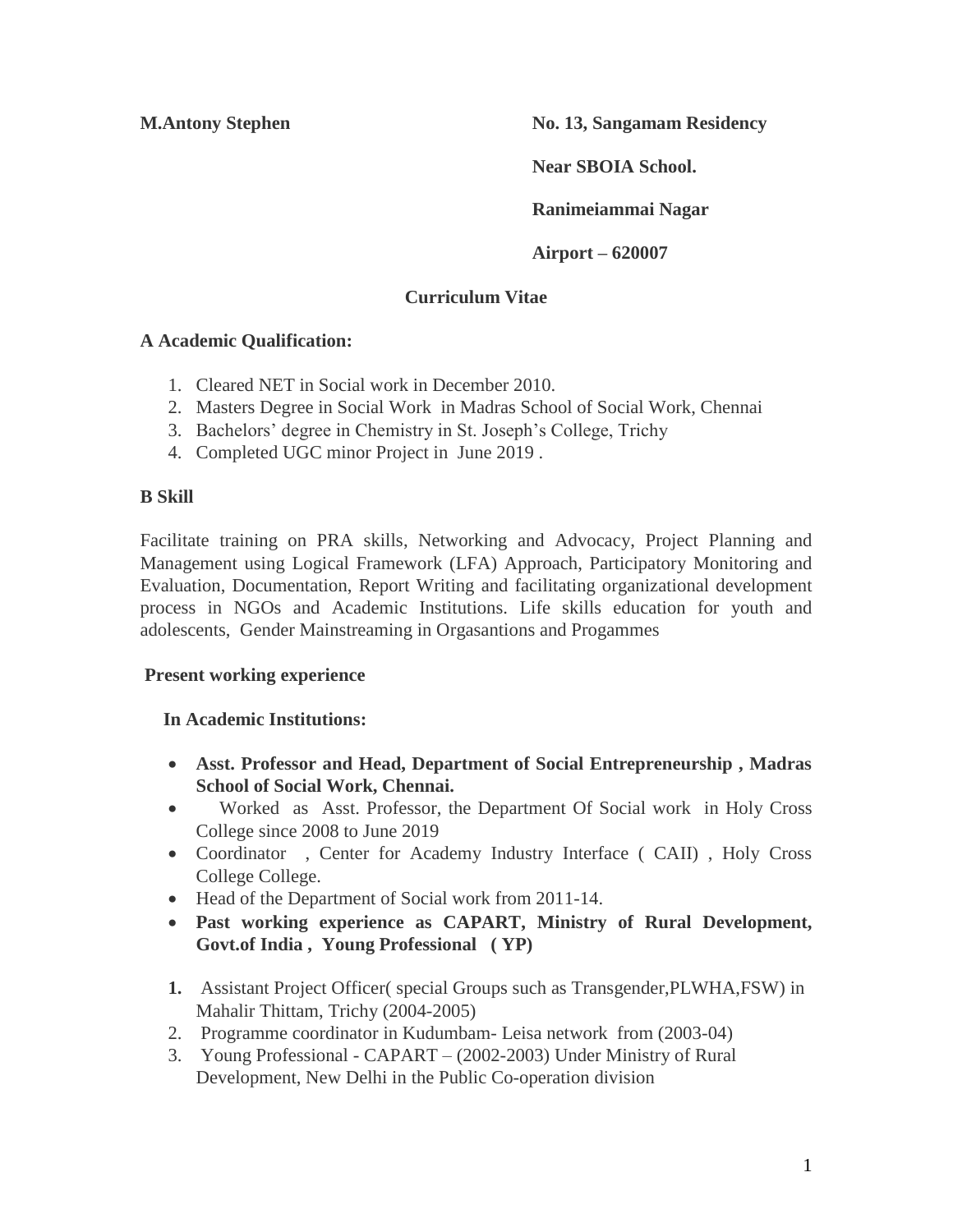**M.Antony Stephen**

**No. 13, Sangamam Residency**

**Near SBOIA School.**

**Ranimeiammai Nagar**

**Airport – 620007**

# Curriculum Vitae

## A Academic Qualification:

1. Cleared NET in Social work in December 2010.
2. Masters Degree in Social Work in Madras School of Social Work, Chennai
3. Bachelors' degree in Chemistry in St. Joseph's College, Trichy
4. Completed UGC minor Project in June 2019 .

## B Skill

Facilitate training on PRA skills, Networking and Advocacy, Project Planning and Management using Logical Framework (LFA) Approach, Participatory Monitoring and Evaluation, Documentation, Report Writing and facilitating organizational development process in NGOs and Academic Institutions. Life skills education for youth and adolescents, Gender Mainstreaming in Orgasantions and Progammes

## Present working experience

### In Academic Institutions:

- **Asst. Professor and Head, Department of Social Entrepreneurship , Madras School of Social Work, Chennai.**
- Worked as Asst. Professor, the Department Of Social work in Holy Cross College since 2008 to June 2019
- Coordinator , Center for Academy Industry Interface ( CAII) , Holy Cross College College.
- Head of the Department of Social work from 2011-14.
- **Past working experience as CAPART, Ministry of Rural Development, Govt.of India , Young Professional ( YP)**

1. Assistant Project Officer( special Groups such as Transgender,PLWHA,FSW) in Mahalir Thittam, Trichy (2004-2005)
2. Programme coordinator in Kudumbam- Leisa network from (2003-04)
3. Young Professional - CAPART – (2002-2003) Under Ministry of Rural Development, New Delhi in the Public Co-operation division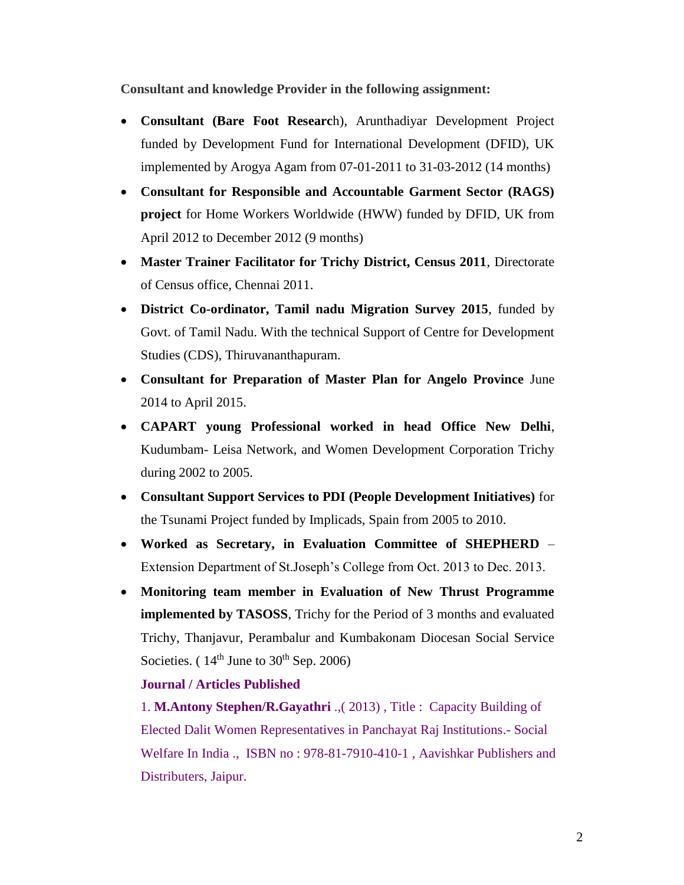**Consultant and knowledge Provider in the following assignment:**

- **Consultant (Bare Foot Researc**h), Arunthadiyar Development Project funded by Development Fund for International Development (DFID), UK implemented by Arogya Agam from 07-01-2011 to 31-03-2012 (14 months)
- **Consultant for Responsible and Accountable Garment Sector (RAGS) project** for Home Workers Worldwide (HWW) funded by DFID, UK from April 2012 to December 2012 (9 months)
- **Master Trainer Facilitator for Trichy District, Census 2011**, Directorate of Census office, Chennai 2011.
- **District Co-ordinator, Tamil nadu Migration Survey 2015**, funded by Govt. of Tamil Nadu. With the technical Support of Centre for Development Studies (CDS), Thiruvananthapuram.
- **Consultant for Preparation of Master Plan for Angelo Province** June 2014 to April 2015.
- **CAPART young Professional worked in head Office New Delhi**, Kudumbam- Leisa Network, and Women Development Corporation Trichy during 2002 to 2005.
- **Consultant Support Services to PDI (People Development Initiatives)** for the Tsunami Project funded by Implicads, Spain from 2005 to 2010.
- **Worked as Secretary, in Evaluation Committee of SHEPHERD** – Extension Department of St.Joseph's College from Oct. 2013 to Dec. 2013.
- **Monitoring team member in Evaluation of New Thrust Programme implemented by TASOSS**, Trichy for the Period of 3 months and evaluated Trichy, Thanjavur, Perambalur and Kumbakonam Diocesan Social Service Societies. ( 14th June to 30th Sep. 2006)

**Journal / Articles Published**

1. **M.Antony Stephen/R.Gayathri** .,( 2013) , Title : Capacity Building of Elected Dalit Women Representatives in Panchayat Raj Institutions.- Social Welfare In India ., ISBN no : 978-81-7910-410-1 , Aavishkar Publishers and Distributers, Jaipur.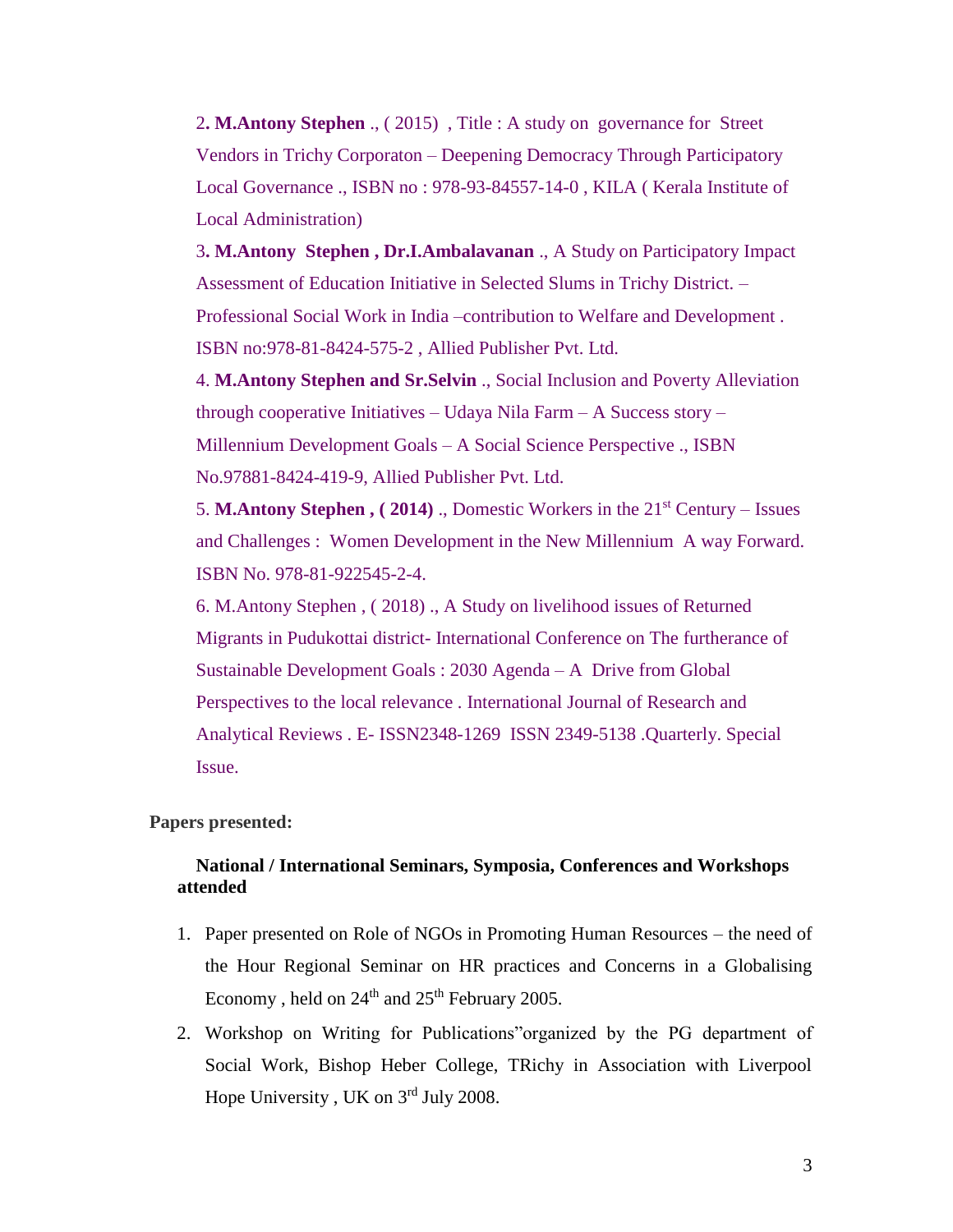2**. M.Antony Stephen** ., ( 2015) , Title : A study on governance for Street Vendors in Trichy Corporaton – Deepening Democracy Through Participatory Local Governance ., ISBN no : 978-93-84557-14-0 , KILA ( Kerala Institute of Local Administration)

3**. M.Antony Stephen , Dr.I.Ambalavanan** ., A Study on Participatory Impact Assessment of Education Initiative in Selected Slums in Trichy District. – Professional Social Work in India –contribution to Welfare and Development . ISBN no:978-81-8424-575-2 , Allied Publisher Pvt. Ltd.

4. **M.Antony Stephen and Sr.Selvin** ., Social Inclusion and Poverty Alleviation through cooperative Initiatives – Udaya Nila Farm – A Success story – Millennium Development Goals – A Social Science Perspective ., ISBN No.97881-8424-419-9, Allied Publisher Pvt. Ltd.

5. **M.Antony Stephen , ( 2014)** ., Domestic Workers in the 21st Century – Issues and Challenges : Women Development in the New Millennium A way Forward. ISBN No. 978-81-922545-2-4.

6. M.Antony Stephen , ( 2018) ., A Study on livelihood issues of Returned Migrants in Pudukottai district- International Conference on The furtherance of Sustainable Development Goals : 2030 Agenda – A Drive from Global Perspectives to the local relevance . International Journal of Research and Analytical Reviews . E- ISSN2348-1269 ISSN 2349-5138 .Quarterly. Special Issue.

**Papers presented:**

**National / International Seminars, Symposia, Conferences and Workshops attended**

1. Paper presented on Role of NGOs in Promoting Human Resources – the need of the Hour Regional Seminar on HR practices and Concerns in a Globalising Economy , held on 24th and 25th February 2005.
2. Workshop on Writing for Publications"organized by the PG department of Social Work, Bishop Heber College, TRichy in Association with Liverpool Hope University , UK on 3rd July 2008.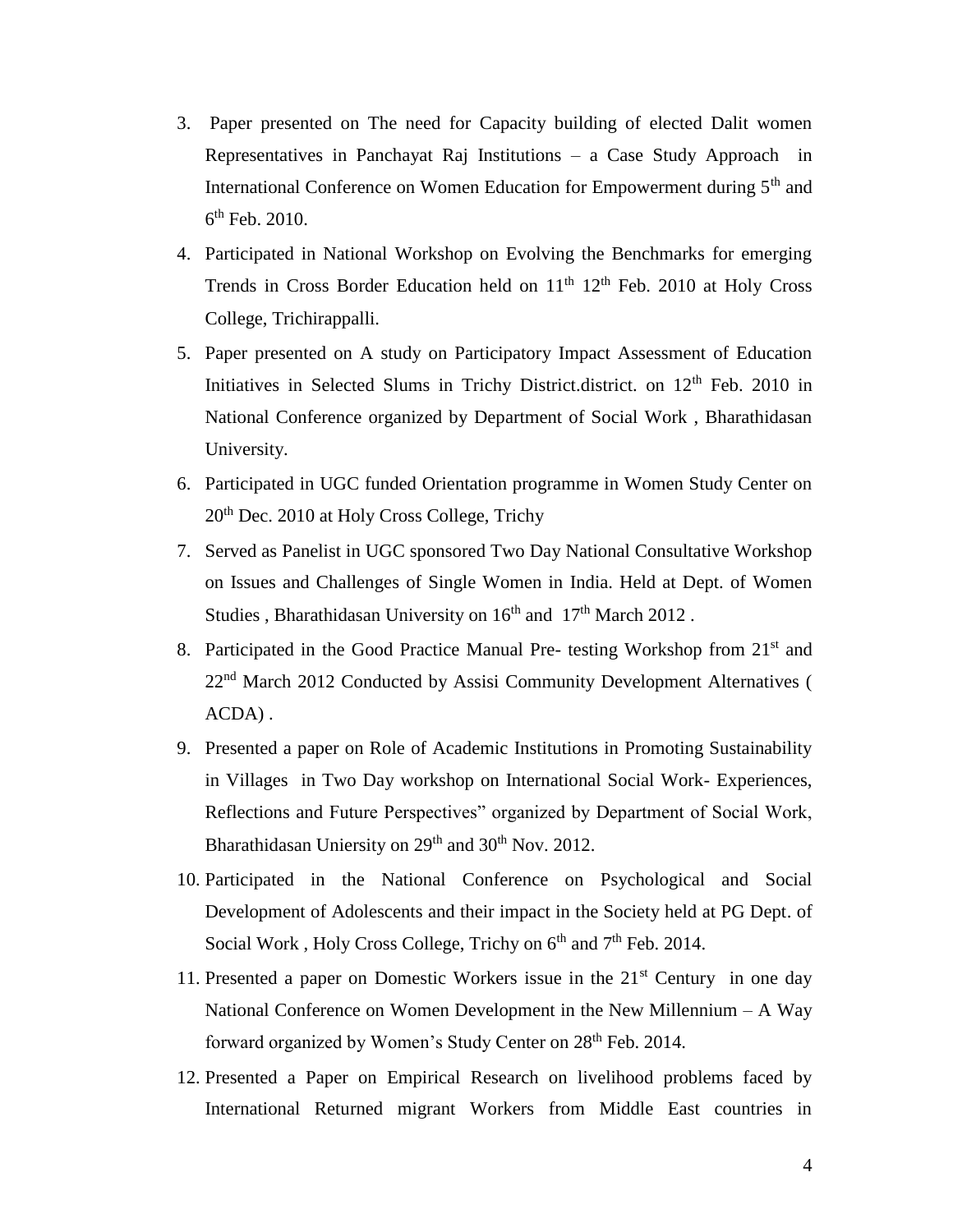3. Paper presented on The need for Capacity building of elected Dalit women Representatives in Panchayat Raj Institutions – a Case Study Approach in International Conference on Women Education for Empowerment during 5th and 6th Feb. 2010.
4. Participated in National Workshop on Evolving the Benchmarks for emerging Trends in Cross Border Education held on 11th 12th Feb. 2010 at Holy Cross College, Trichirappalli.
5. Paper presented on A study on Participatory Impact Assessment of Education Initiatives in Selected Slums in Trichy District.district. on 12th Feb. 2010 in National Conference organized by Department of Social Work , Bharathidasan University.
6. Participated in UGC funded Orientation programme in Women Study Center on 20th Dec. 2010 at Holy Cross College, Trichy
7. Served as Panelist in UGC sponsored Two Day National Consultative Workshop on Issues and Challenges of Single Women in India. Held at Dept. of Women Studies , Bharathidasan University on 16th and 17th March 2012 .
8. Participated in the Good Practice Manual Pre- testing Workshop from 21st and 22nd March 2012 Conducted by Assisi Community Development Alternatives ( ACDA) .
9. Presented a paper on Role of Academic Institutions in Promoting Sustainability in Villages in Two Day workshop on International Social Work- Experiences, Reflections and Future Perspectives" organized by Department of Social Work, Bharathidasan Uniersity on 29th and 30th Nov. 2012.
10. Participated in the National Conference on Psychological and Social Development of Adolescents and their impact in the Society held at PG Dept. of Social Work , Holy Cross College, Trichy on 6th and 7th Feb. 2014.
11. Presented a paper on Domestic Workers issue in the 21st Century in one day National Conference on Women Development in the New Millennium – A Way forward organized by Women's Study Center on 28th Feb. 2014.
12. Presented a Paper on Empirical Research on livelihood problems faced by International Returned migrant Workers from Middle East countries in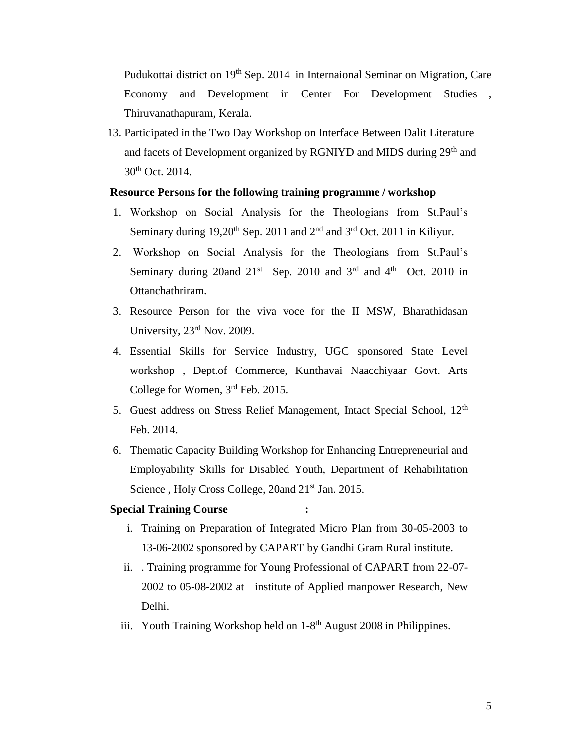Pudukottai district on 19th Sep. 2014 in Internaional Seminar on Migration, Care Economy and Development in Center For Development Studies , Thiruvanathapuram, Kerala.

13. Participated in the Two Day Workshop on Interface Between Dalit Literature and facets of Development organized by RGNIYD and MIDS during 29th and 30th Oct. 2014.

**Resource Persons for the following training programme / workshop**

1. Workshop on Social Analysis for the Theologians from St.Paul's Seminary during 19,20th Sep. 2011 and 2nd and 3rd Oct. 2011 in Kiliyur.
2. Workshop on Social Analysis for the Theologians from St.Paul's Seminary during 20and 21st Sep. 2010 and 3rd and 4th Oct. 2010 in Ottanchathriram.
3. Resource Person for the viva voce for the II MSW, Bharathidasan University, 23rd Nov. 2009.
4. Essential Skills for Service Industry, UGC sponsored State Level workshop , Dept.of Commerce, Kunthavai Naacchiyaar Govt. Arts College for Women, 3rd Feb. 2015.
5. Guest address on Stress Relief Management, Intact Special School, 12th Feb. 2014.
6. Thematic Capacity Building Workshop for Enhancing Entrepreneurial and Employability Skills for Disabled Youth, Department of Rehabilitation Science , Holy Cross College, 20and 21st Jan. 2015.

**Special Training Course :**

i. Training on Preparation of Integrated Micro Plan from 30-05-2003 to 13-06-2002 sponsored by CAPART by Gandhi Gram Rural institute.

ii. . Training programme for Young Professional of CAPART from 22-07-2002 to 05-08-2002 at institute of Applied manpower Research, New Delhi.

iii. Youth Training Workshop held on 1-8th August 2008 in Philippines.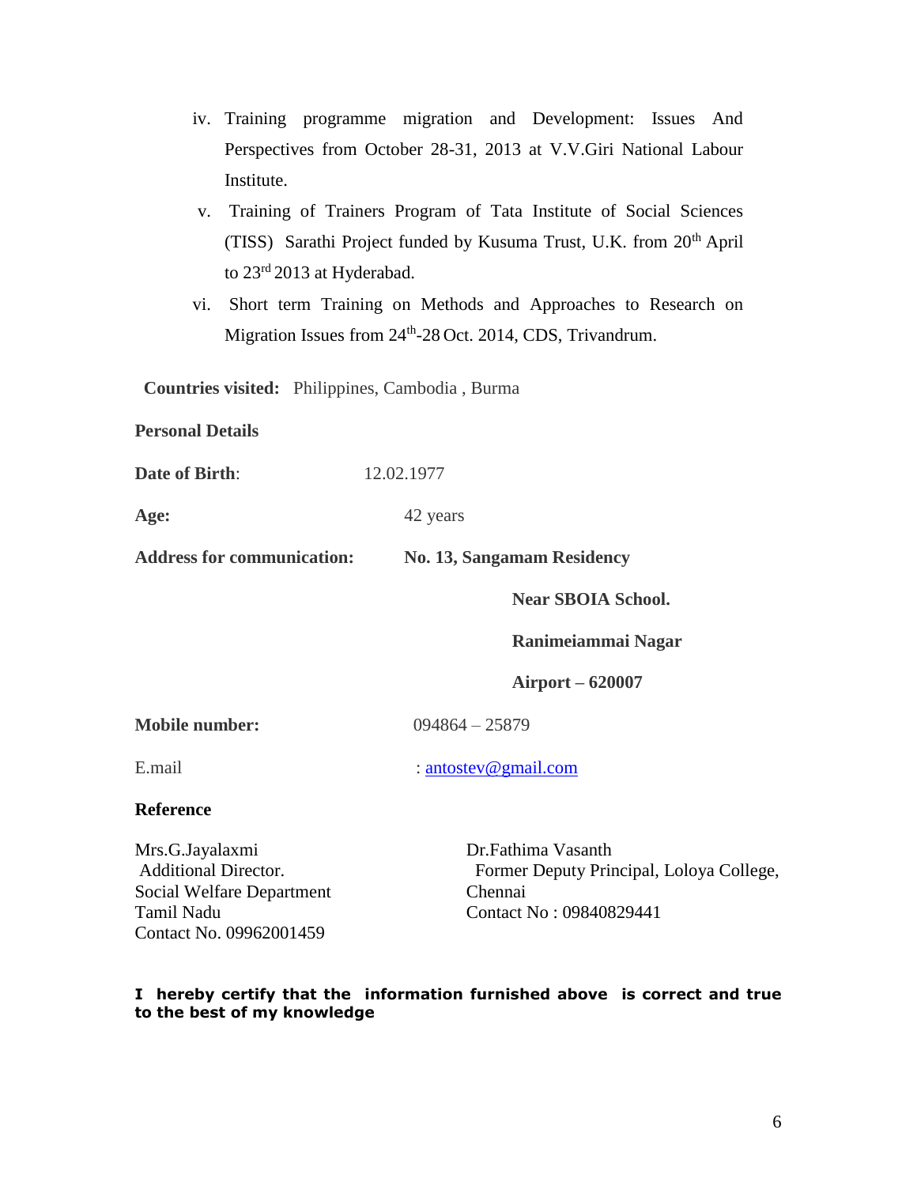iv. Training programme migration and Development: Issues And Perspectives from October 28-31, 2013 at V.V.Giri National Labour Institute.

v. Training of Trainers Program of Tata Institute of Social Sciences (TISS) Sarathi Project funded by Kusuma Trust, U.K. from 20th April to 23rd 2013 at Hyderabad.

vi. Short term Training on Methods and Approaches to Research on Migration Issues from 24th-28 Oct. 2014, CDS, Trivandrum.

**Countries visited:** Philippines, Cambodia , Burma

**Personal Details**

**Date of Birth**: 12.02.1977

**Age:** 42 years

**Address for communication:** **No. 13, Sangamam Residency**
**Near SBOIA School.**
**Ranimeiammai Nagar**
**Airport – 620007**

**Mobile number:** 094864 – 25879

E.mail : antostev@gmail.com

**Reference**

Mrs.G.Jayalaxmi
Additional Director.
Social Welfare Department
Tamil Nadu
Contact No. 09962001459

Dr.Fathima Vasanth
Former Deputy Principal, Loloya College, Chennai
Contact No : 09840829441

**I hereby certify that the information furnished above is correct and true to the best of my knowledge**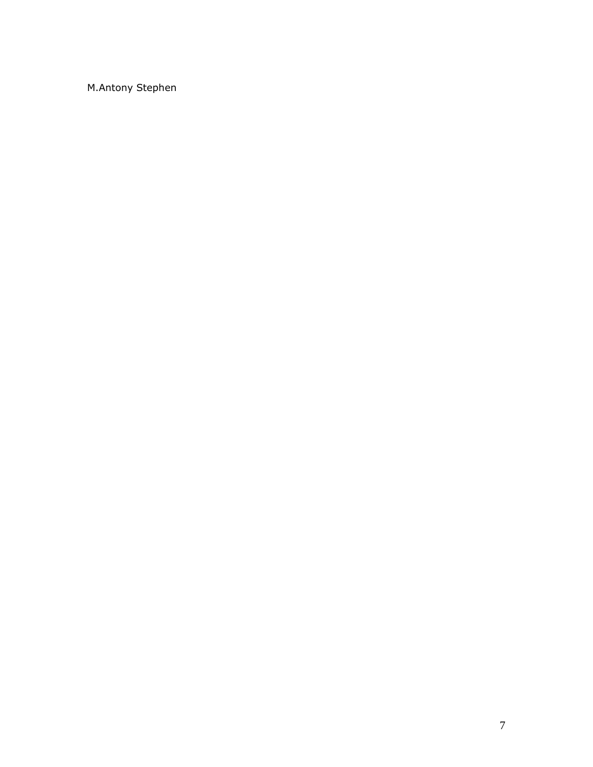M.Antony Stephen